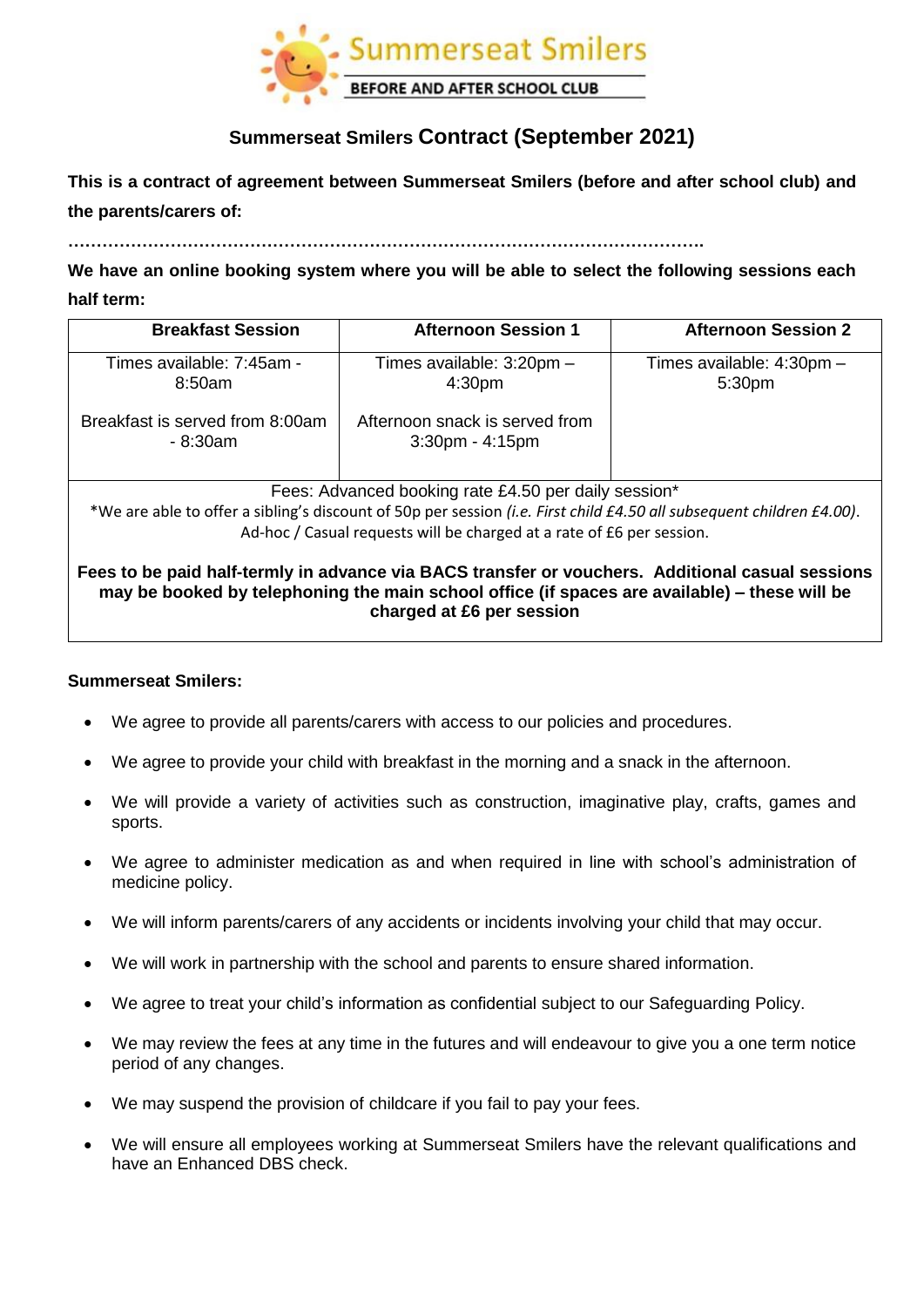Summerseat Smilers

BEFORE AND AFTER SCHOOL CLUB

## Summerseat Smilers Contract (September 2021)

**This is a contract of agreement between Summerseat Smilers (before and after school club) and the parents/carers of:**

**…………………………………………………………………………………………………….**

**We have an online booking system where you will be able to select the following sessions each half term:**

| Breakfast Session | Afternoon Session 1 | Afternoon Session 2 |
|---|---|---|
| Times available: 7:45am - 8:50am<br><br>Breakfast is served from 8:00am - 8:30am | Times available: 3:20pm – 4:30pm<br><br>Afternoon snack is served from 3:30pm - 4:15pm | Times available: 4:30pm – 5:30pm |
| Fees: Advanced booking rate £4.50 per daily session*<br>*We are able to offer a sibling's discount of 50p per session *(i.e. First child £4.50 all subsequent children £4.00)*.<br>Ad-hoc / Casual requests will be charged at a rate of £6 per session.<br><br>**Fees to be paid half-termly in advance via BACS transfer or vouchers. Additional casual sessions may be booked by telephoning the main school office (if spaces are available) – these will be charged at £6 per session** | | |

**Summerseat Smilers:**

- We agree to provide all parents/carers with access to our policies and procedures.
- We agree to provide your child with breakfast in the morning and a snack in the afternoon.
- We will provide a variety of activities such as construction, imaginative play, crafts, games and sports.
- We agree to administer medication as and when required in line with school's administration of medicine policy.
- We will inform parents/carers of any accidents or incidents involving your child that may occur.
- We will work in partnership with the school and parents to ensure shared information.
- We agree to treat your child's information as confidential subject to our Safeguarding Policy.
- We may review the fees at any time in the futures and will endeavour to give you a one term notice period of any changes.
- We may suspend the provision of childcare if you fail to pay your fees.
- We will ensure all employees working at Summerseat Smilers have the relevant qualifications and have an Enhanced DBS check.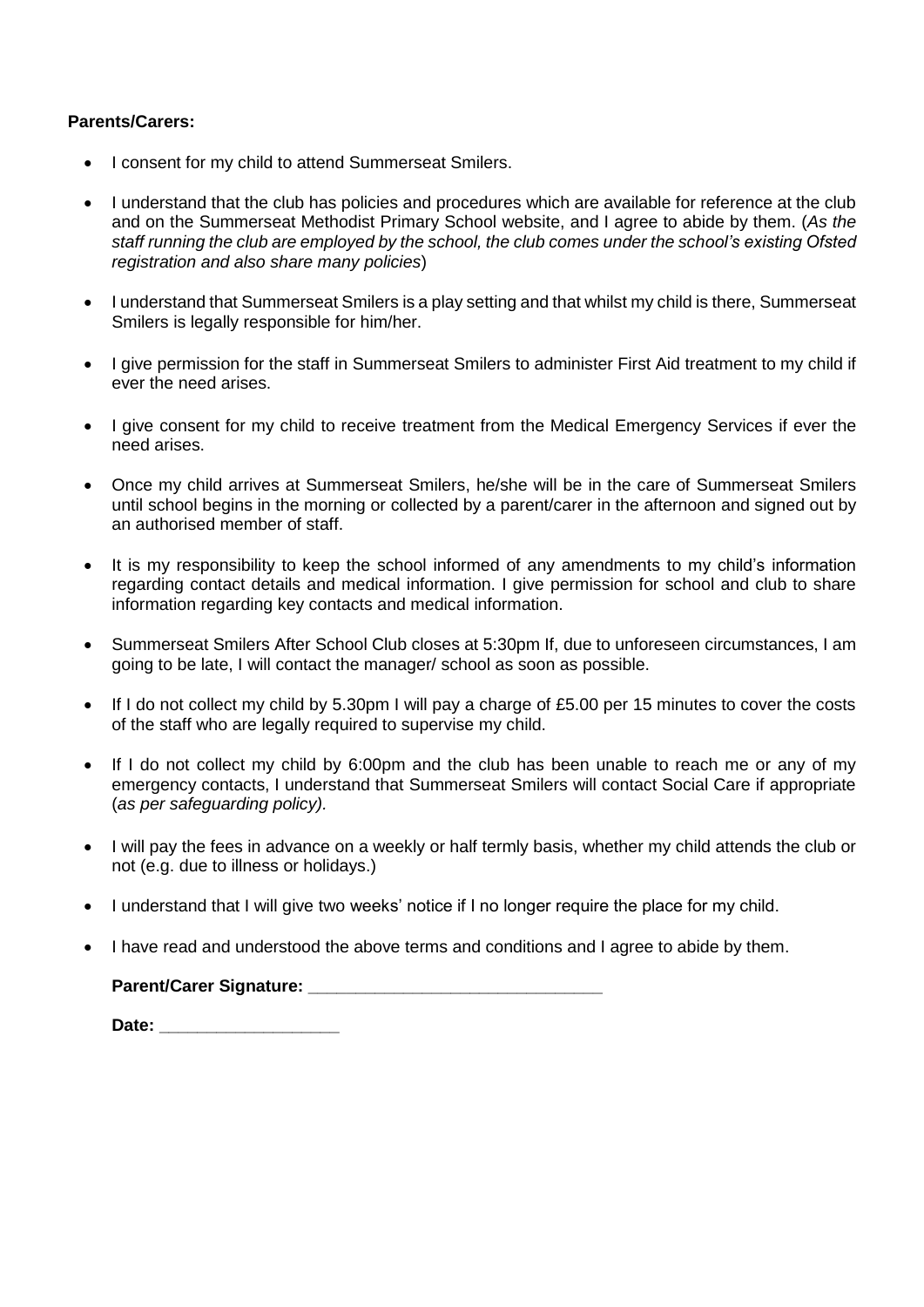**Parents/Carers:**

- I consent for my child to attend Summerseat Smilers.
- I understand that the club has policies and procedures which are available for reference at the club and on the Summerseat Methodist Primary School website, and I agree to abide by them. (*As the staff running the club are employed by the school, the club comes under the school's existing Ofsted registration and also share many policies*)
- I understand that Summerseat Smilers is a play setting and that whilst my child is there, Summerseat Smilers is legally responsible for him/her.
- I give permission for the staff in Summerseat Smilers to administer First Aid treatment to my child if ever the need arises.
- I give consent for my child to receive treatment from the Medical Emergency Services if ever the need arises.
- Once my child arrives at Summerseat Smilers, he/she will be in the care of Summerseat Smilers until school begins in the morning or collected by a parent/carer in the afternoon and signed out by an authorised member of staff.
- It is my responsibility to keep the school informed of any amendments to my child's information regarding contact details and medical information. I give permission for school and club to share information regarding key contacts and medical information.
- Summerseat Smilers After School Club closes at 5:30pm If, due to unforeseen circumstances, I am going to be late, I will contact the manager/ school as soon as possible.
- If I do not collect my child by 5.30pm I will pay a charge of £5.00 per 15 minutes to cover the costs of the staff who are legally required to supervise my child.
- If I do not collect my child by 6:00pm and the club has been unable to reach me or any of my emergency contacts, I understand that Summerseat Smilers will contact Social Care if appropriate (*as per safeguarding policy).*
- I will pay the fees in advance on a weekly or half termly basis, whether my child attends the club or not (e.g. due to illness or holidays.)
- I understand that I will give two weeks' notice if I no longer require the place for my child.
- I have read and understood the above terms and conditions and I agree to abide by them.

**Parent/Carer Signature: ______________________________**

**Date: __________________**